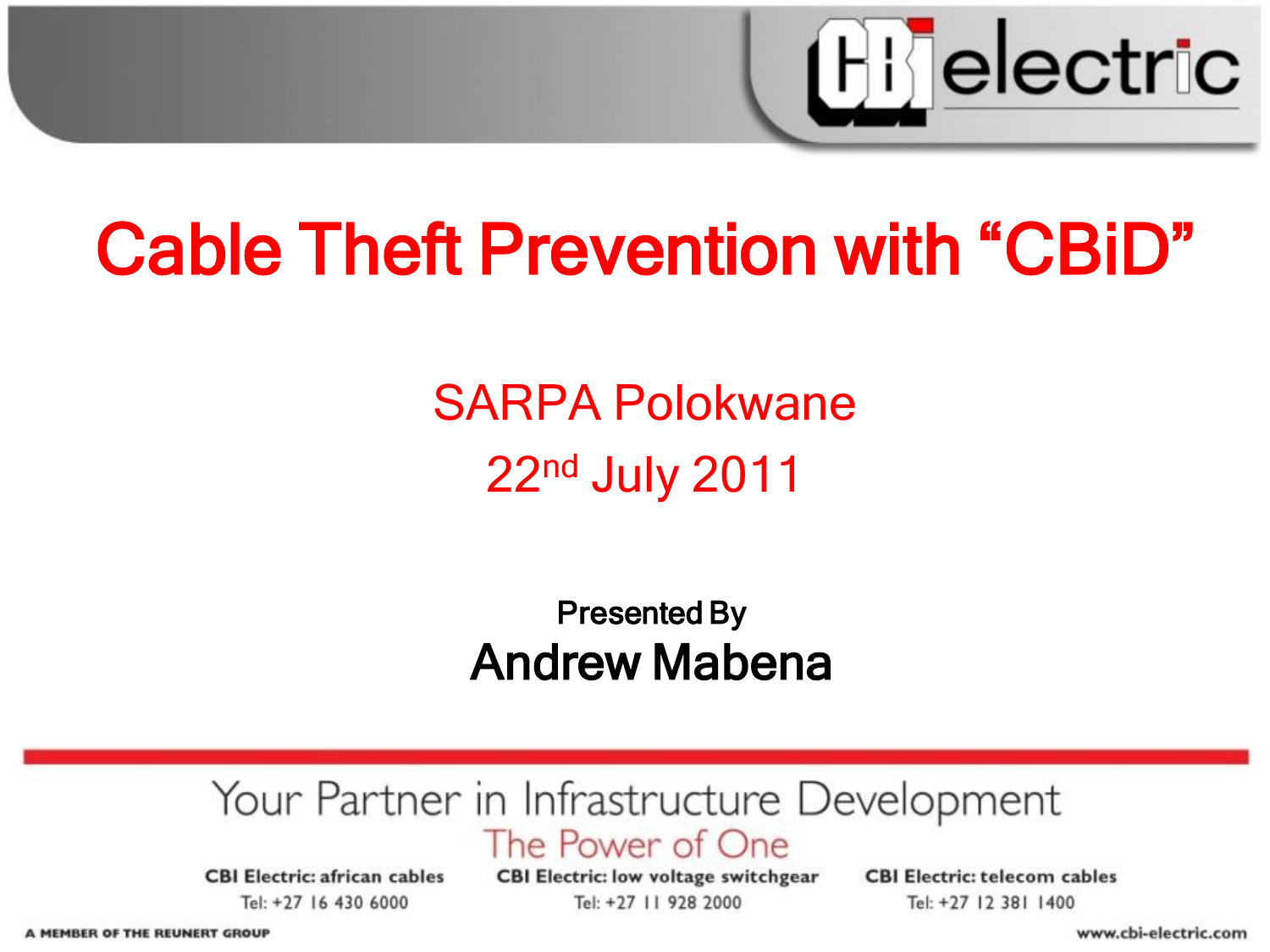# Cable Theft Prevention with "CBiD"

SARPA Polokwane

22nd July 2011

Presented By

**Andrew Mabena**

Your Partner in Infrastructure Development

The Power of One

**CBI Electric: african cables**
Tel: +27 16 430 6000

**CBI Electric: low voltage switchgear**
Tel: +27 11 928 2000

**CBI Electric: telecom cables**
Tel: +27 12 381 1400

A MEMBER OF THE REUNERT GROUP

www.cbi-electric.com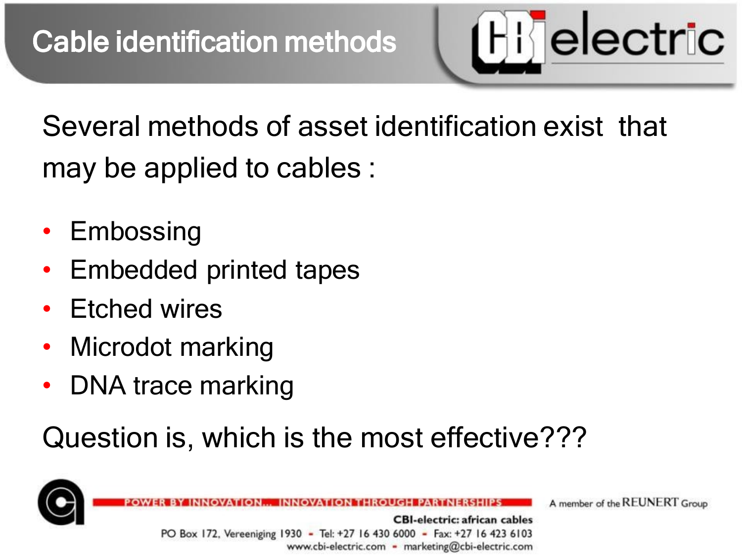# Cable identification methods

Several methods of asset identification exist that may be applied to cables :

- Embossing
- Embedded printed tapes
- Etched wires
- Microdot marking
- DNA trace marking

Question is, which is the most effective???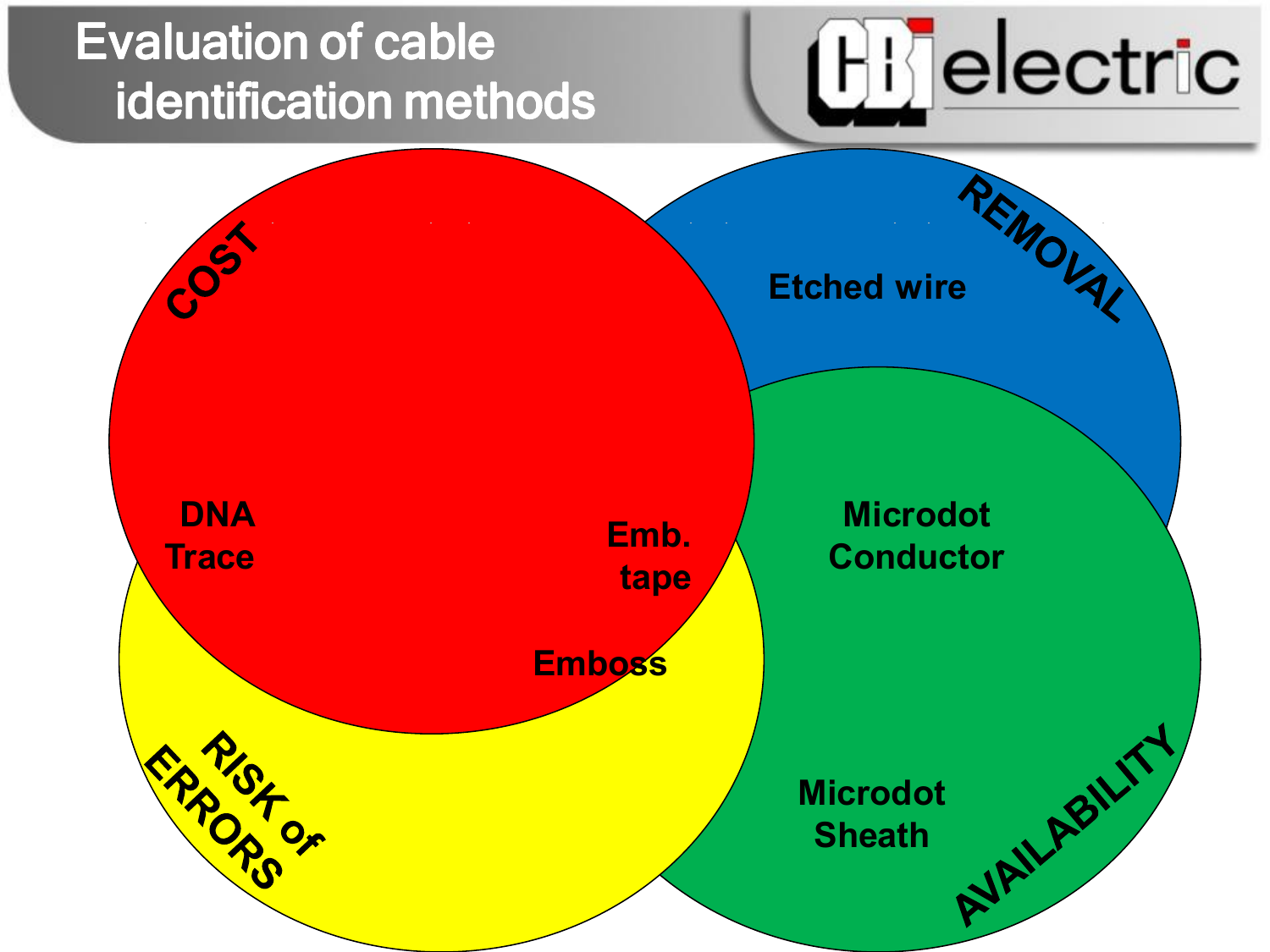# Evaluation of cable identification methods

CBi electric

COST

REMOVAL

RISK of ERRORS

AVAILABILITY

Etched wire

DNA Trace

Emb. tape

Emboss

Microdot Conductor

Microdot Sheath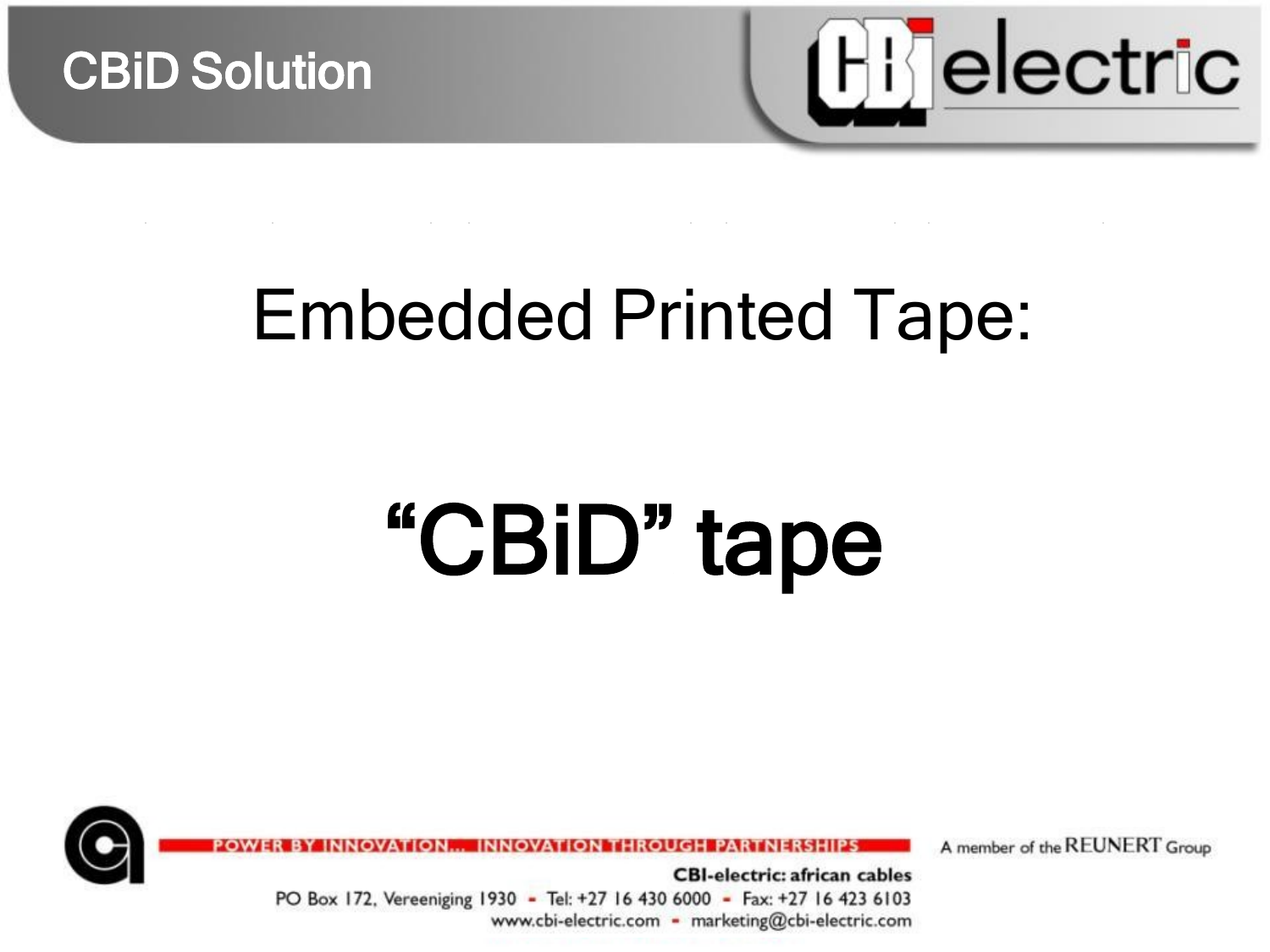# Embedded Printed Tape:

## “CBiD” tape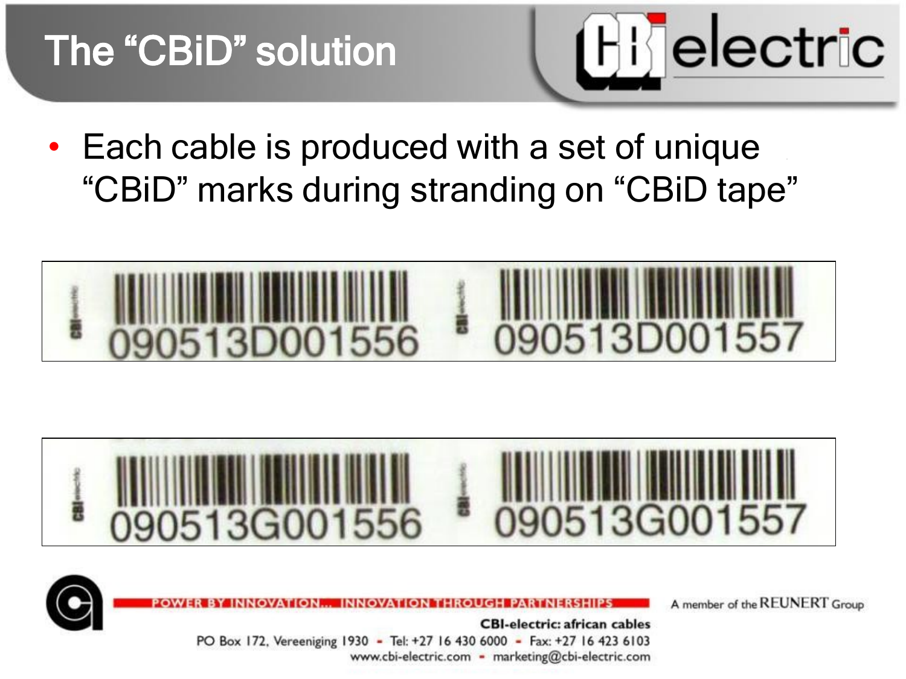# The "CBiD" solution

- Each cable is produced with a set of unique "CBiD" marks during stranding on "CBiD tape"

CBI electric 090513D001556 CBI electric 090513D001557

CBI electric 090513G001556 CBI electric 090513G001557

POWER BY INNOVATION... INNOVATION THROUGH PARTNERSHIPS

A member of the REUNERT Group

**CBI-electric: african cables**

PO Box 172, Vereeniging 1930 - Tel: +27 16 430 6000 - Fax: +27 16 423 6103

www.cbi-electric.com - marketing@cbi-electric.com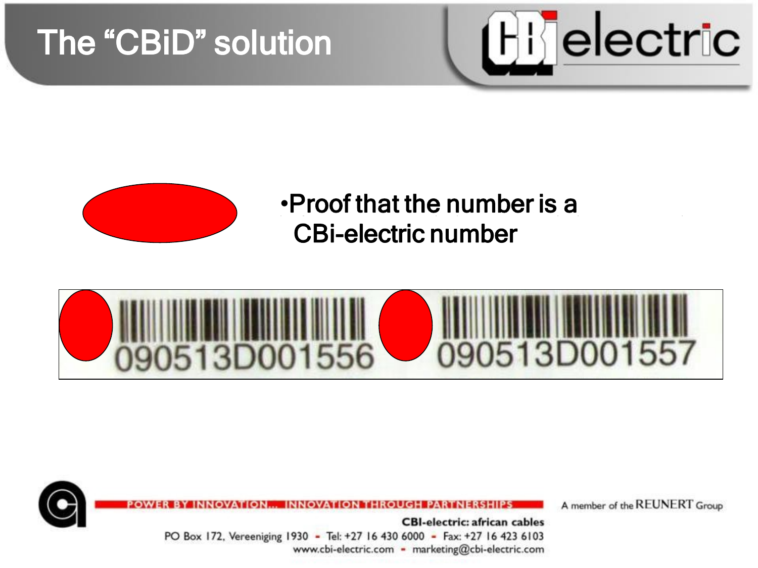# The "CBiD" solution

- Proof that the number is a CBi-electric number

090513D001556 090513D001557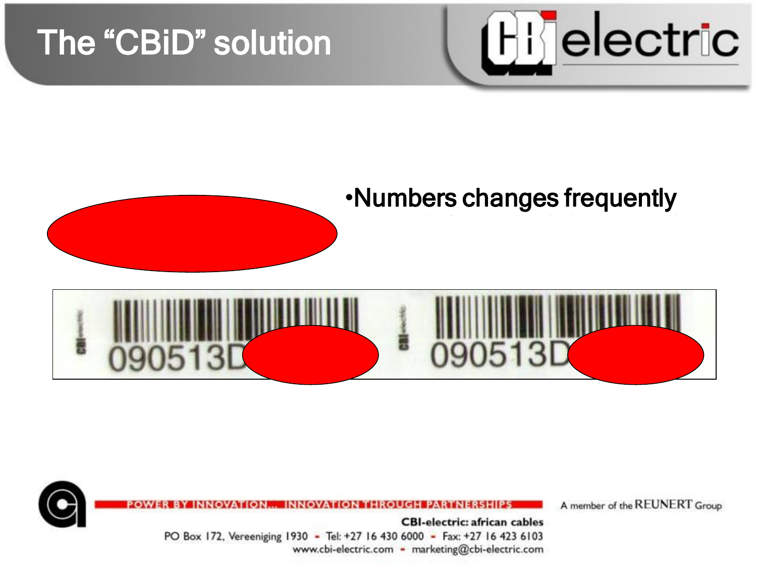# The "CBiD" solution

- Numbers changes frequently

090513D

090513D

POWER BY INNOVATION... INNOVATION THROUGH PARTNERSHIPS

A member of the REUNERT Group

CBI-electric: african cables

PO Box 172, Vereeniging 1930 - Tel: +27 16 430 6000 - Fax: +27 16 423 6103

www.cbi-electric.com - marketing@cbi-electric.com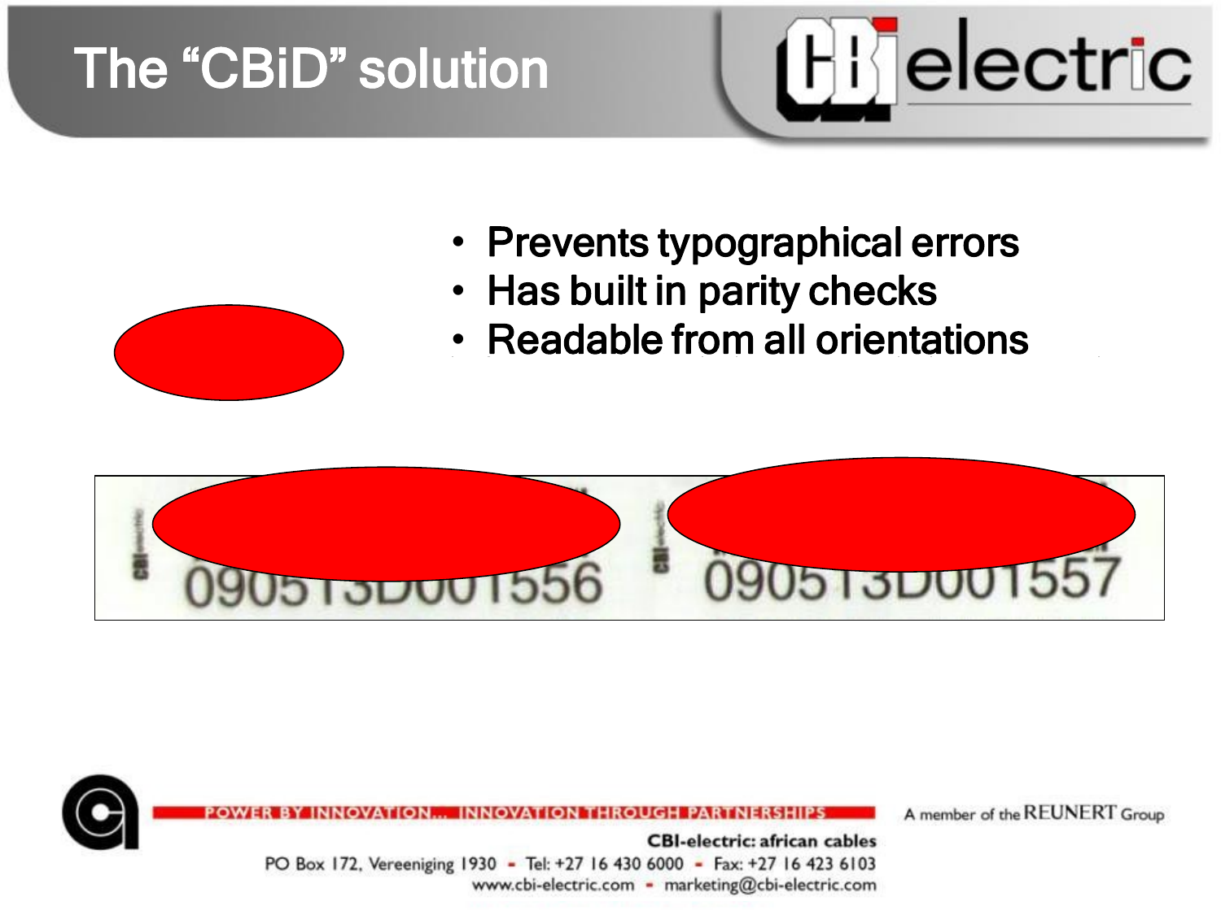# The "CBiD" solution

- Prevents typographical errors
- Has built in parity checks
- Readable from all orientations

0905T3D001556 0905T3D001557

POWER BY INNOVATION... INNOVATION THROUGH PARTNERSHIPS

A member of the REUNERT Group

CBI-electric: african cables

PO Box 172, Vereeniging 1930 - Tel: +27 16 430 6000 - Fax: +27 16 423 6103

www.cbi-electric.com - marketing@cbi-electric.com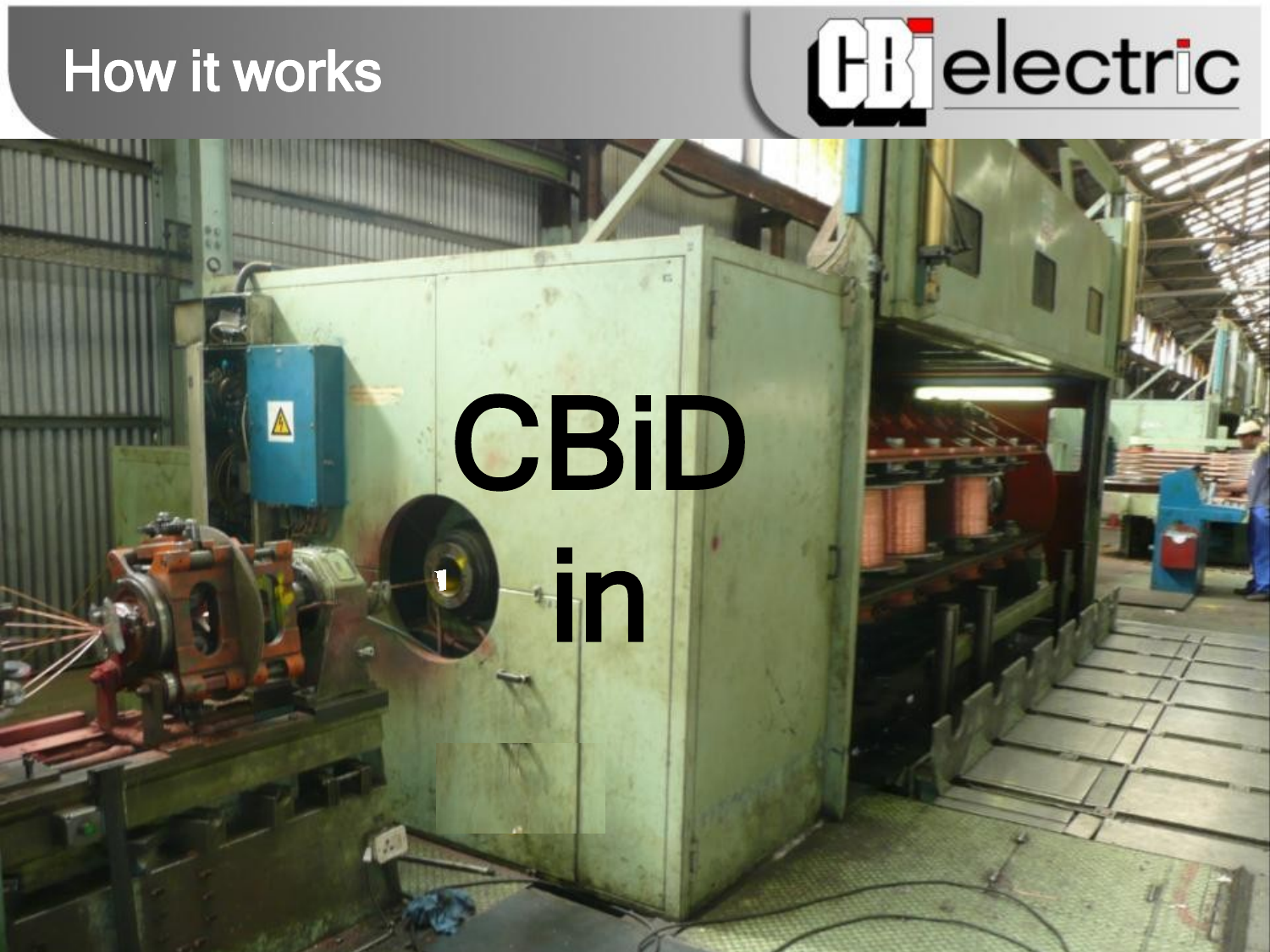# How it works

CBiD

in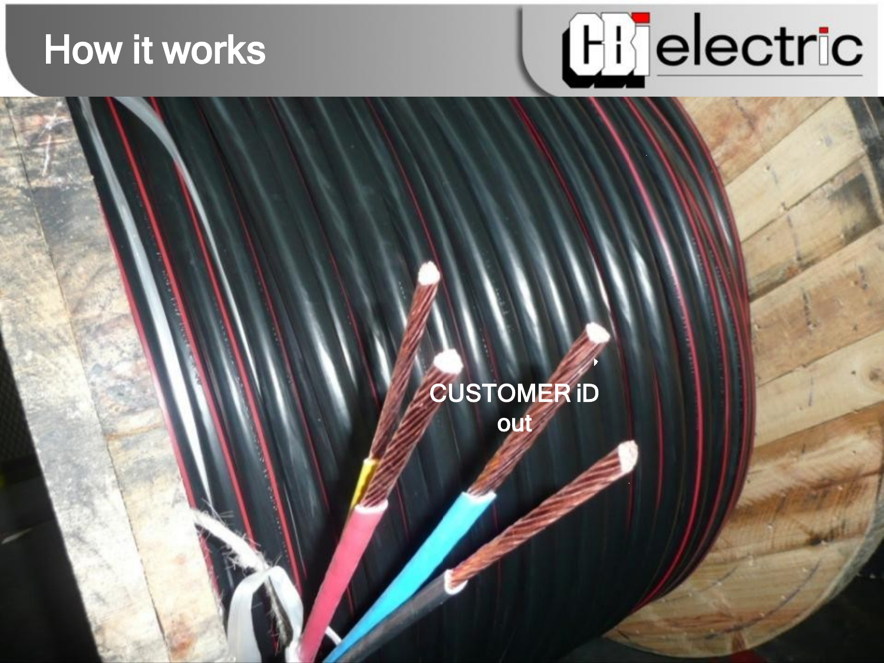# How it works

CUSTOMER iD out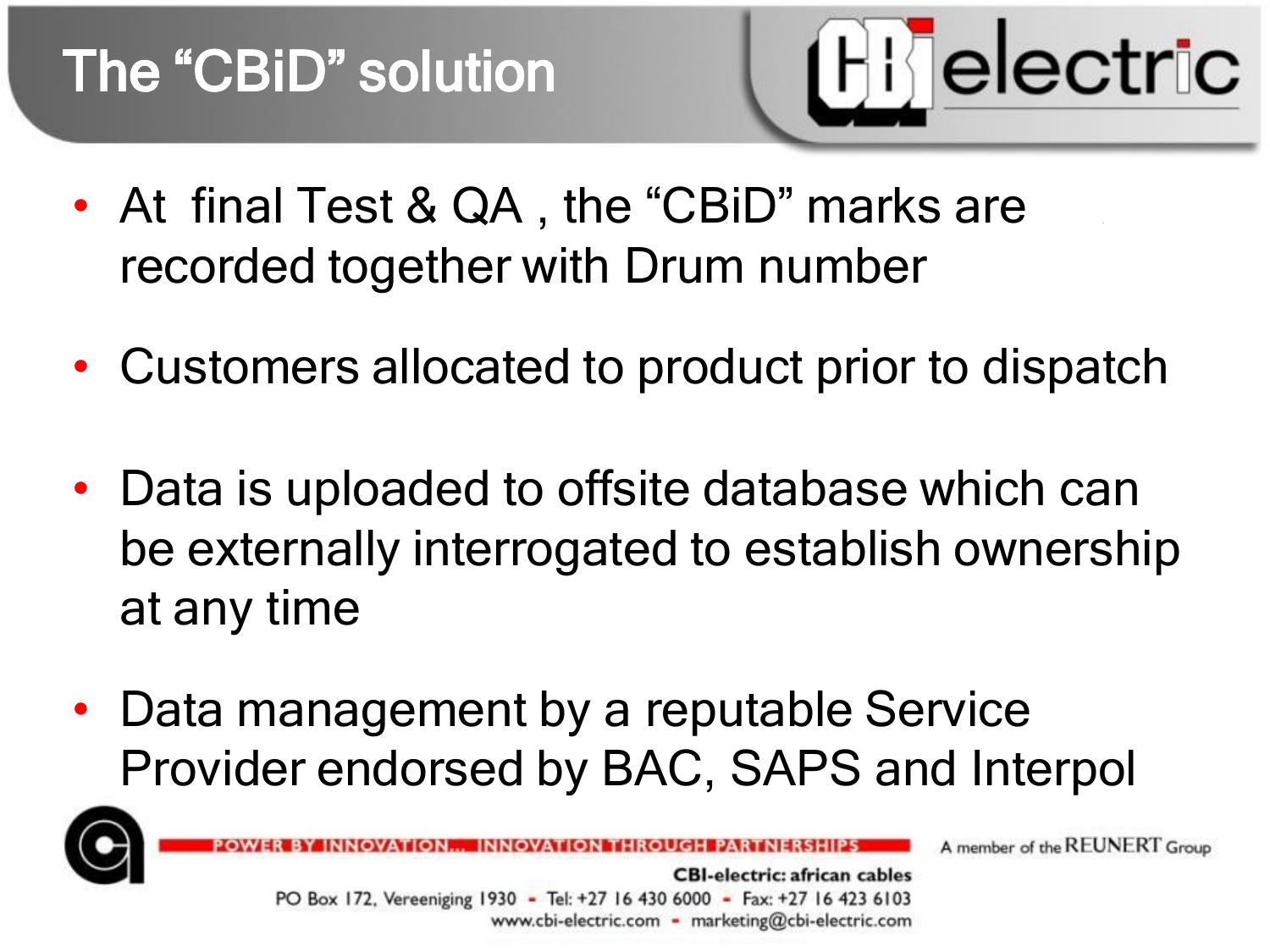# The "CBiD" solution

- At final Test & QA , the "CBiD" marks are recorded together with Drum number
- Customers allocated to product prior to dispatch
- Data is uploaded to offsite database which can be externally interrogated to establish ownership at any time
- Data management by a reputable Service Provider endorsed by BAC, SAPS and Interpol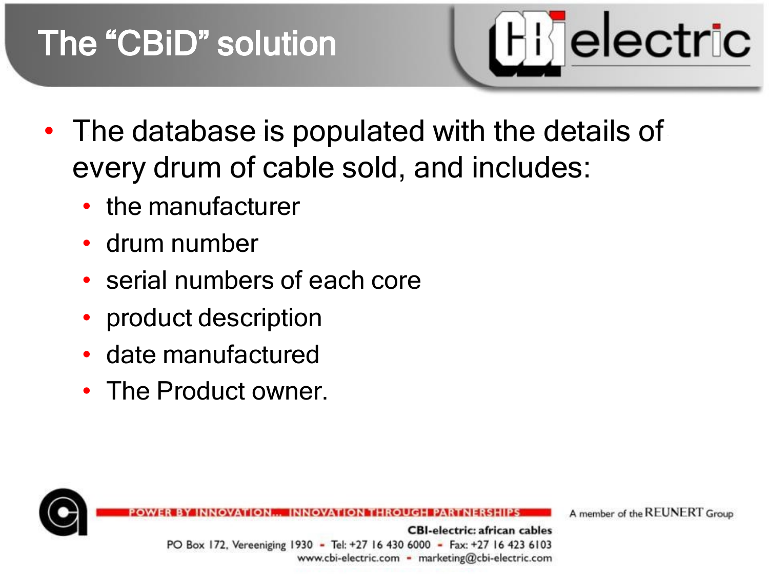# The "CBiD" solution

- The database is populated with the details of every drum of cable sold, and includes:
  - the manufacturer
  - drum number
  - serial numbers of each core
  - product description
  - date manufactured
  - The Product owner.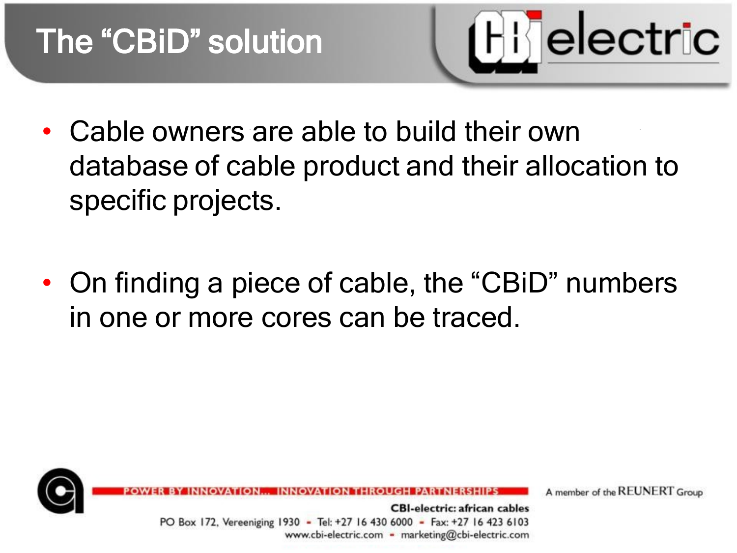# The "CBiD" solution

- Cable owners are able to build their own database of cable product and their allocation to specific projects.

- On finding a piece of cable, the "CBiD" numbers in one or more cores can be traced.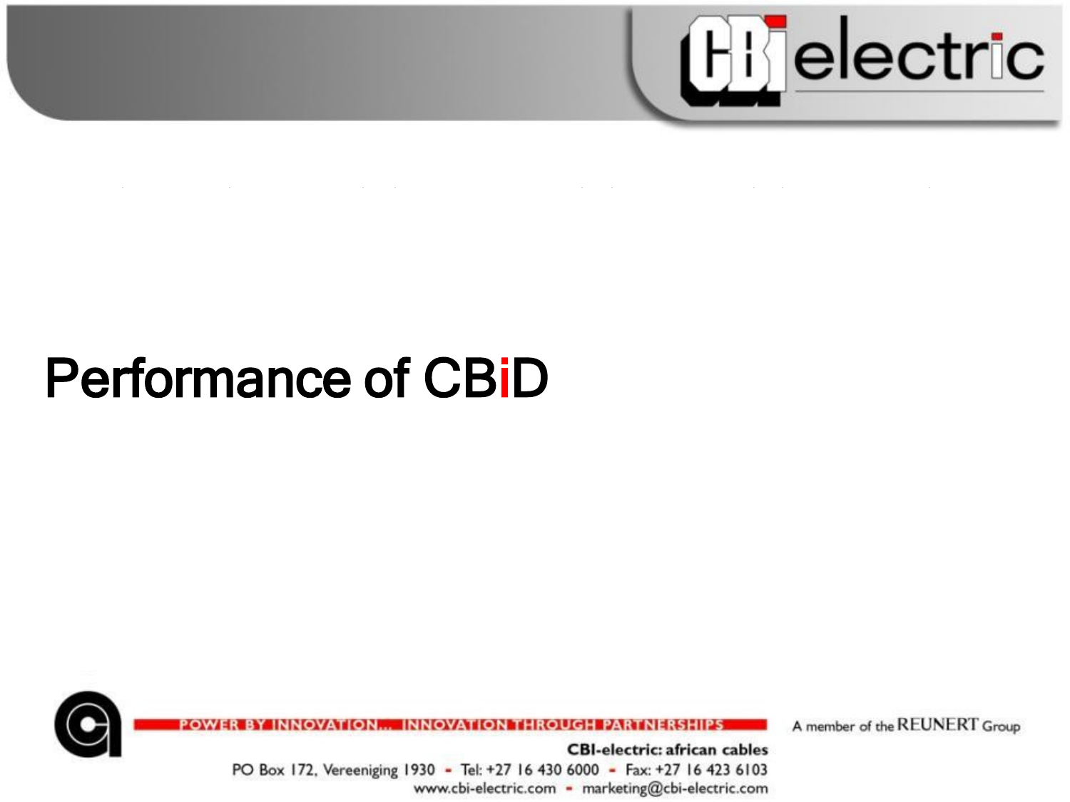# Performance of CBiD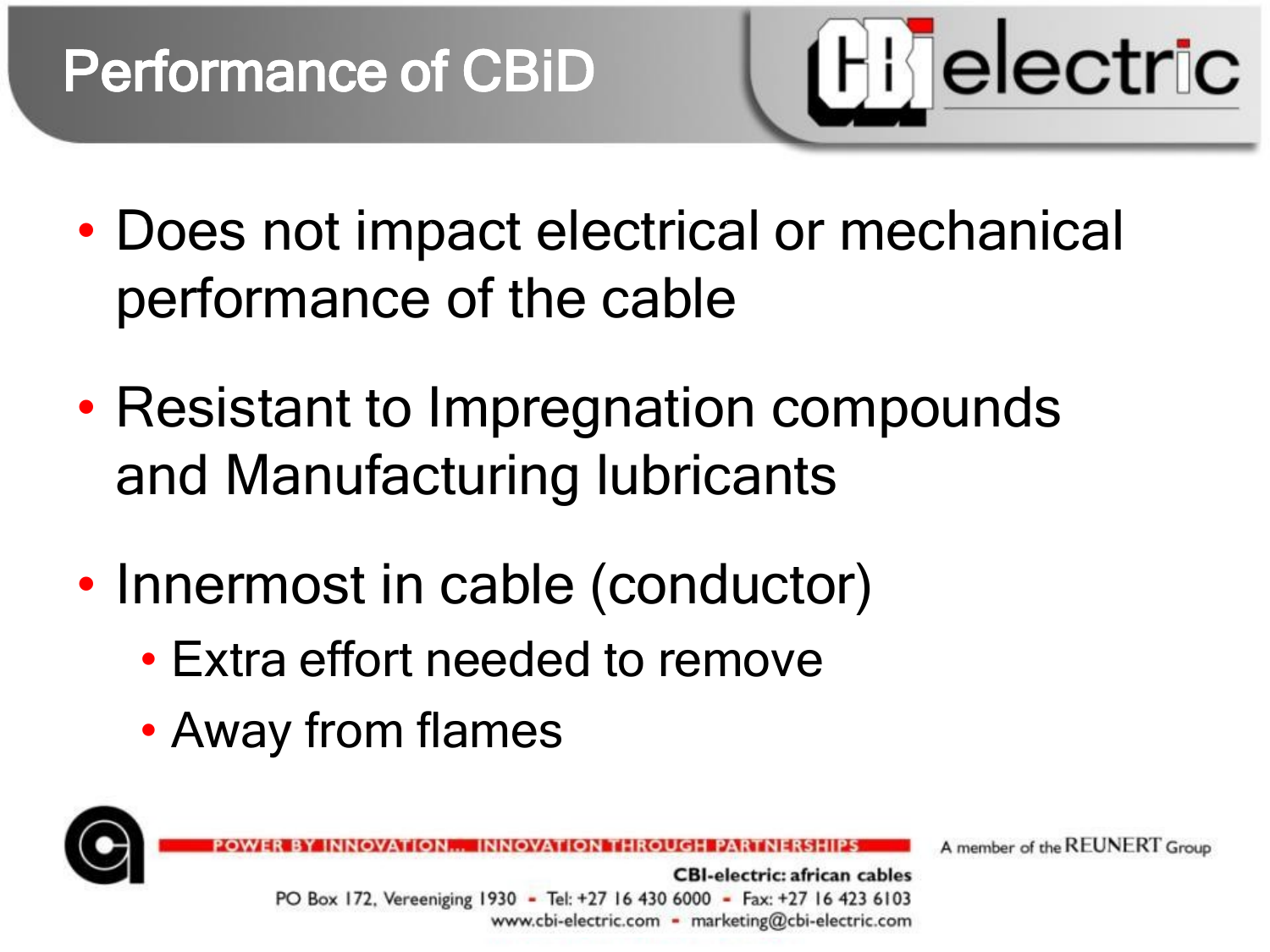# Performance of CBiD

- Does not impact electrical or mechanical performance of the cable
- Resistant to Impregnation compounds and Manufacturing lubricants
- Innermost in cable (conductor)
  - Extra effort needed to remove
  - Away from flames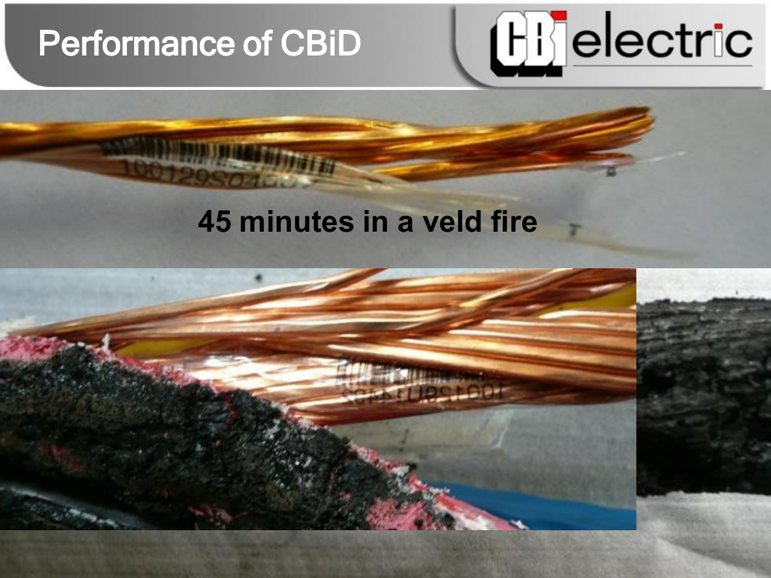# Performance of CBiD

**45 minutes in a veld fire**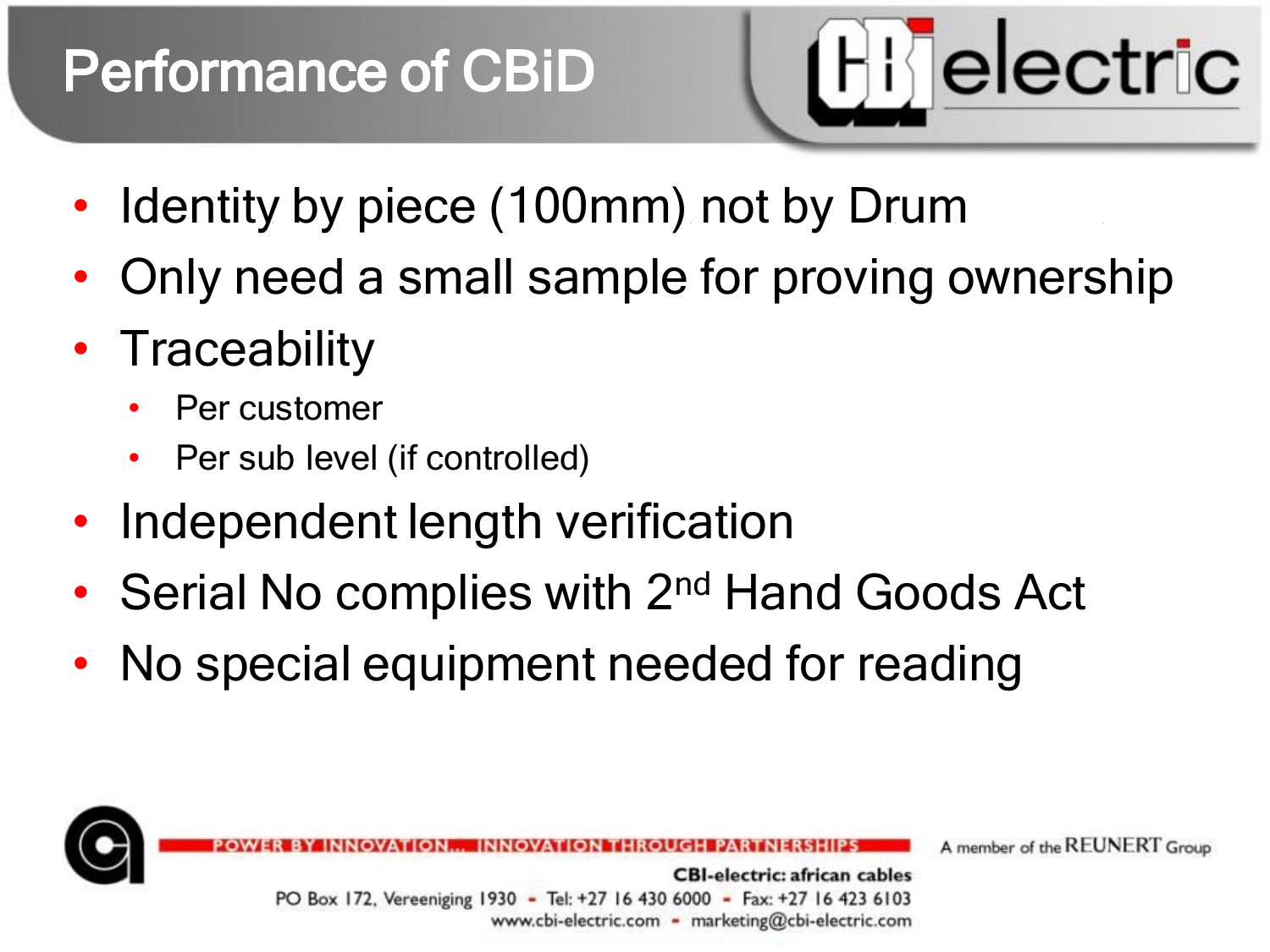# Performance of CBiD

- Identity by piece (100mm) not by Drum
- Only need a small sample for proving ownership
- Traceability
  - Per customer
  - Per sub level (if controlled)
- Independent length verification
- Serial No complies with 2nd Hand Goods Act
- No special equipment needed for reading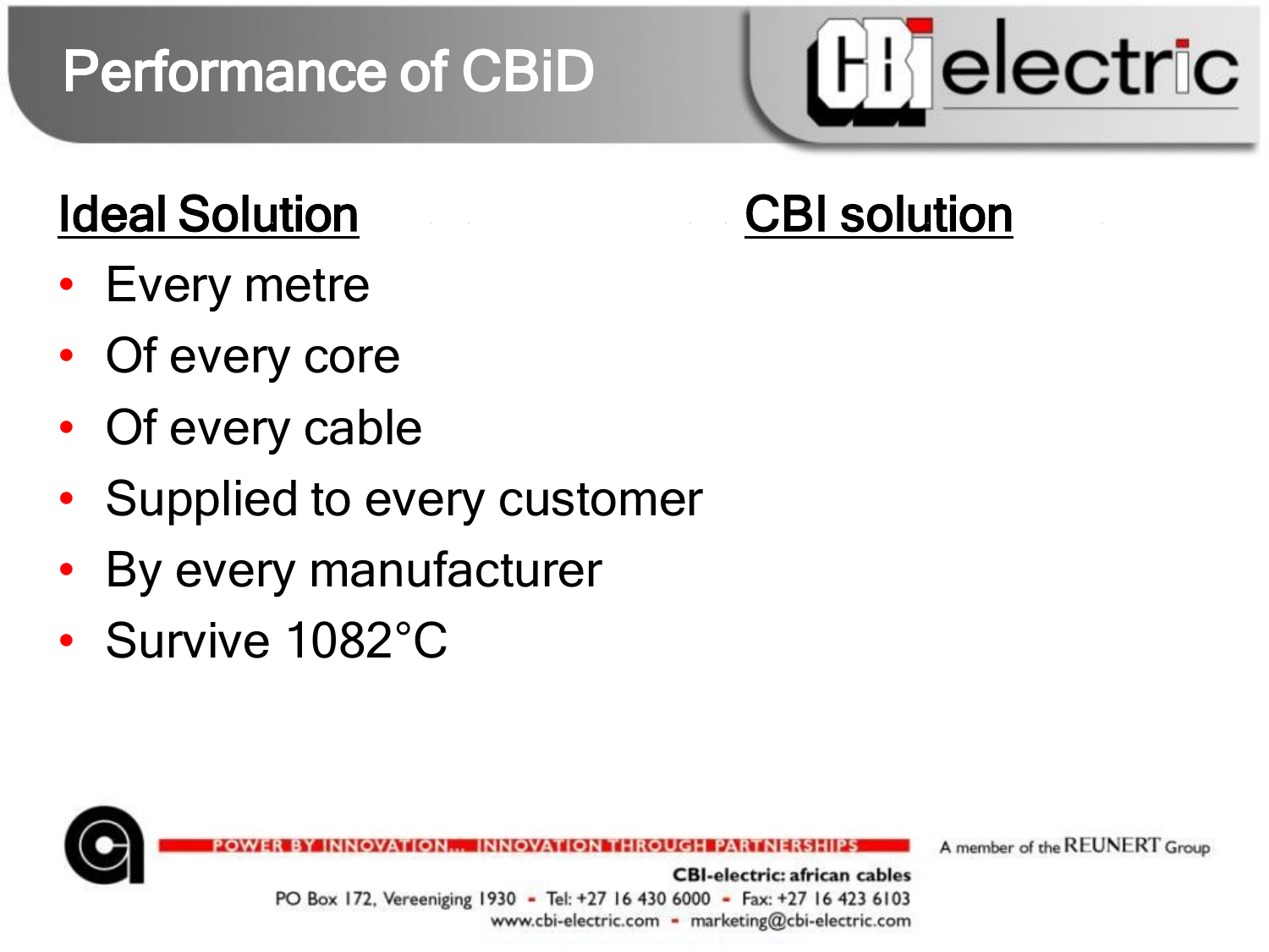# Performance of CBiD

**Ideal Solution**

- Every metre
- Of every core
- Of every cable
- Supplied to every customer
- By every manufacturer
- Survive 1082°C

**CBI solution**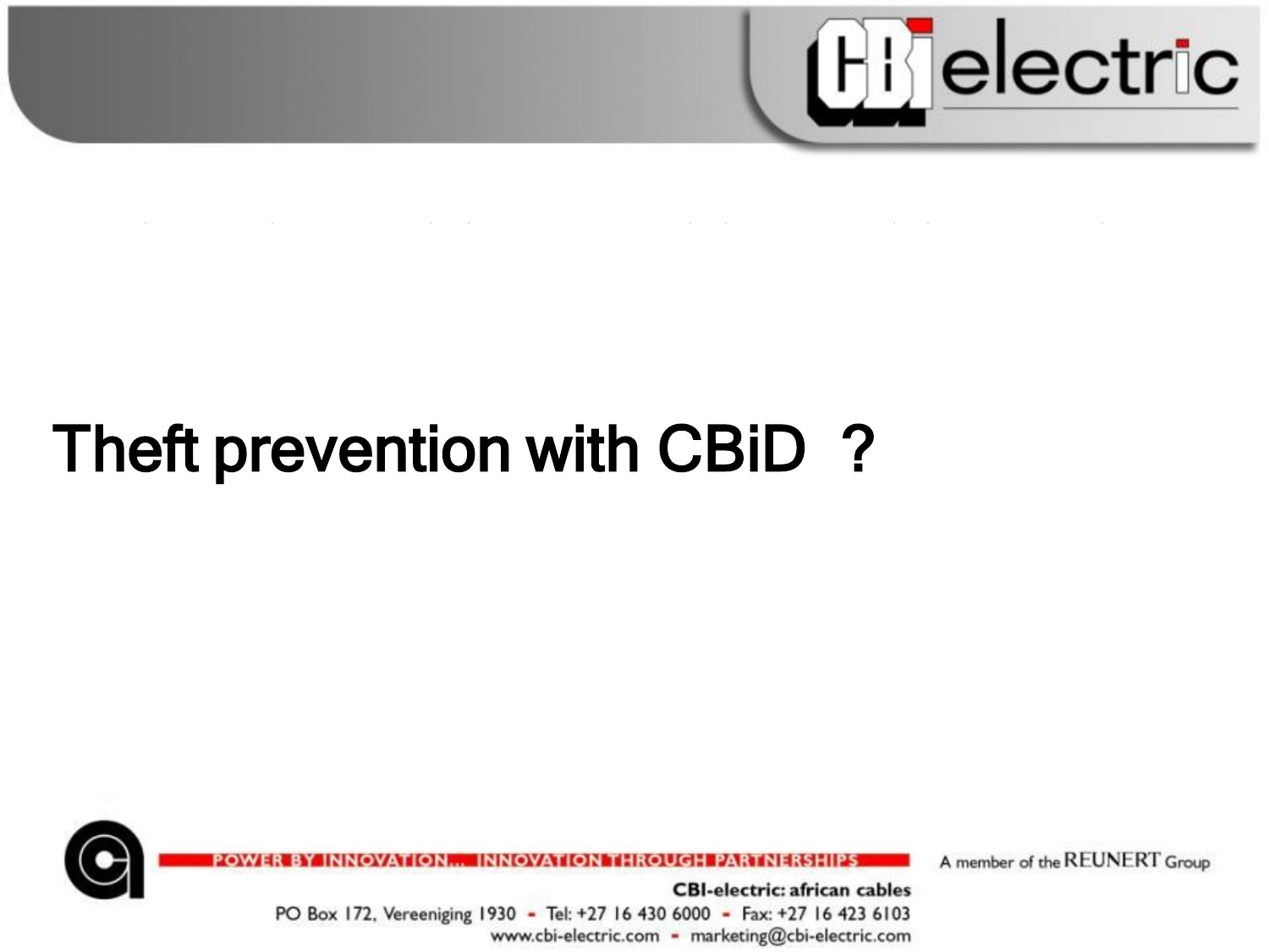# Theft prevention with CBiD ?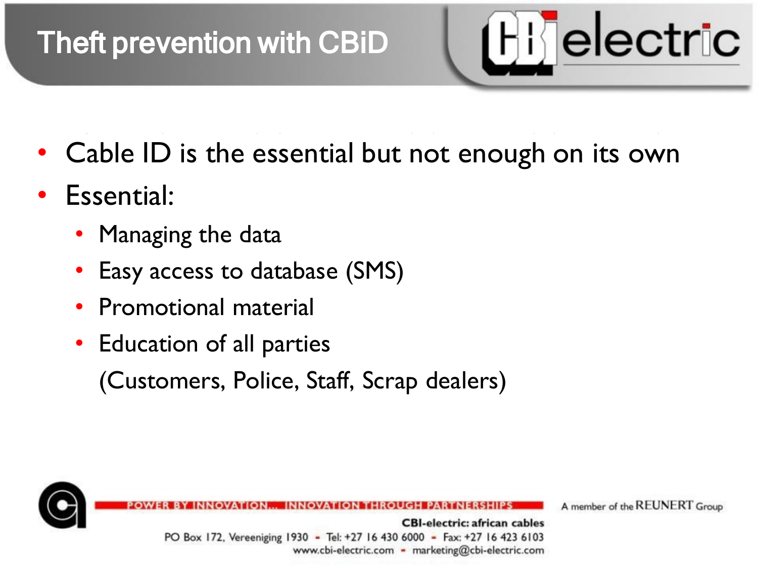# Theft prevention with CBiD

- Cable ID is the essential but not enough on its own
- Essential:
  - Managing the data
  - Easy access to database (SMS)
  - Promotional material
  - Education of all parties

    (Customers, Police, Staff, Scrap dealers)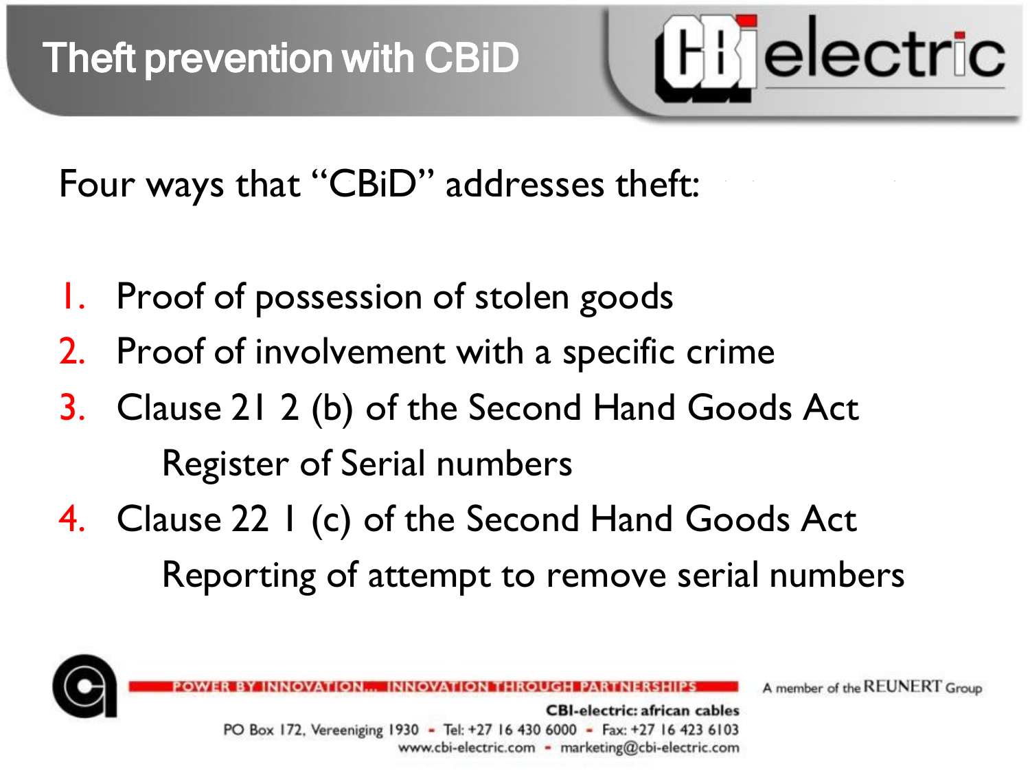# Theft prevention with CBiD

Four ways that "CBiD" addresses theft:

1. Proof of possession of stolen goods
2. Proof of involvement with a specific crime
3. Clause 21 2 (b) of the Second Hand Goods Act
   
   Register of Serial numbers
4. Clause 22 1 (c) of the Second Hand Goods Act
   
   Reporting of attempt to remove serial numbers

POWER BY INNOVATION... INNOVATION THROUGH PARTNERSHIPS

A member of the REUNERT Group

**CBI-electric: african cables**

PO Box 172, Vereeniging 1930 - Tel: +27 16 430 6000 - Fax: +27 16 423 6103

www.cbi-electric.com - marketing@cbi-electric.com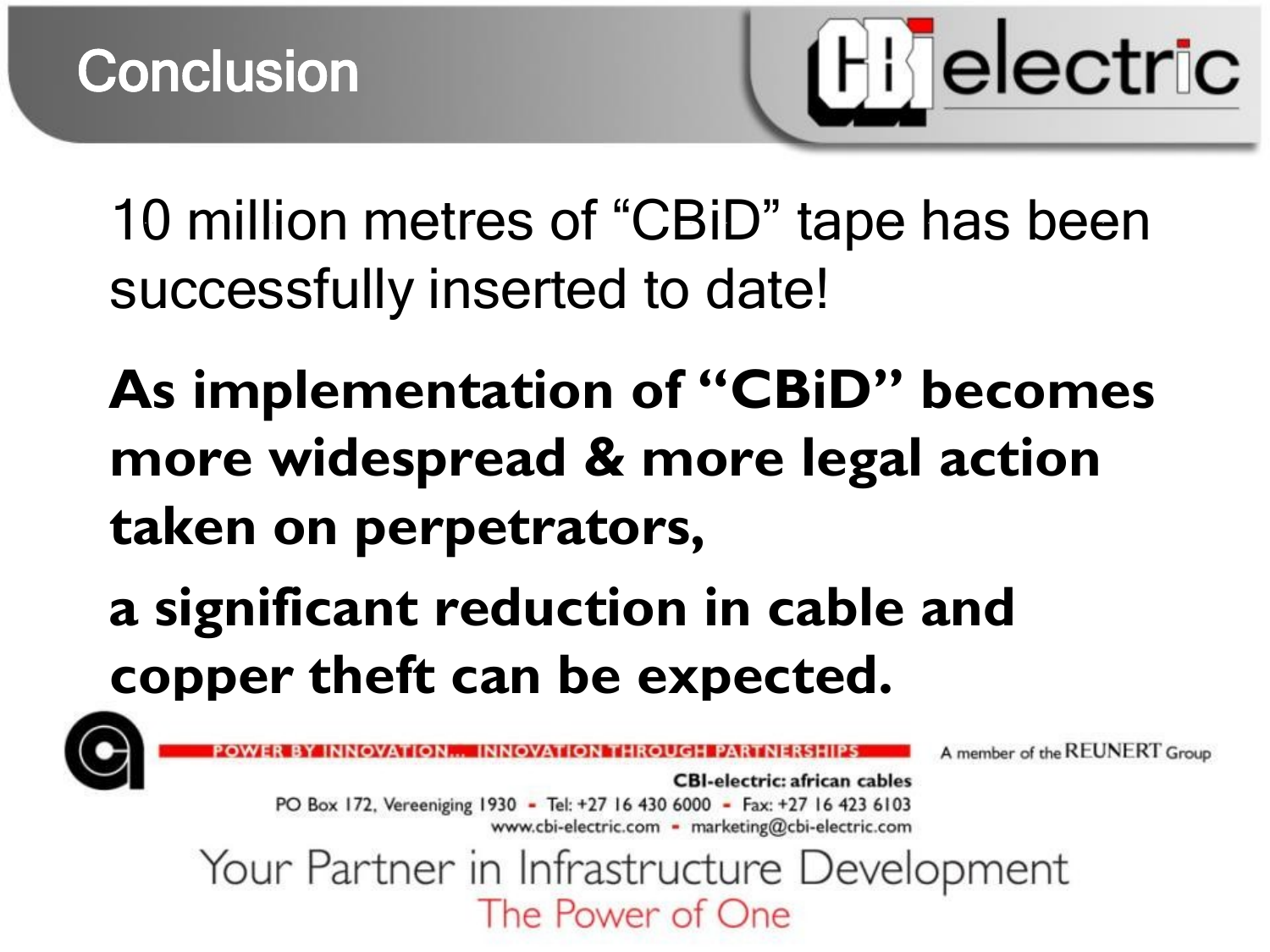# Conclusion

10 million metres of "CBiD" tape has been successfully inserted to date!

**As implementation of "CBiD" becomes more widespread & more legal action taken on perpetrators,**

**a significant reduction in cable and copper theft can be expected.**

POWER BY INNOVATION... INNOVATION THROUGH PARTNERSHIPS

A member of the REUNERT Group

**CBI-electric: african cables**

PO Box 172, Vereeniging 1930 - Tel: +27 16 430 6000 - Fax: +27 16 423 6103

www.cbi-electric.com - marketing@cbi-electric.com

Your Partner in Infrastructure Development

The Power of One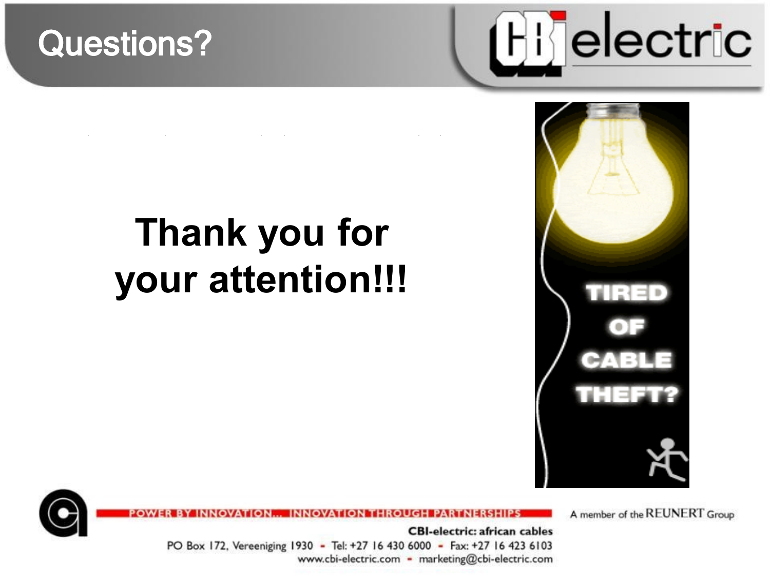# Questions?

**Thank you for your attention!!!**

TIRED OF CABLE THEFT?

POWER BY INNOVATION... INNOVATION THROUGH PARTNERSHIPS

A member of the REUNERT Group

**CBI-electric: african cables**

PO Box 172, Vereeniging 1930 - Tel: +27 16 430 6000 - Fax: +27 16 423 6103

www.cbi-electric.com - marketing@cbi-electric.com